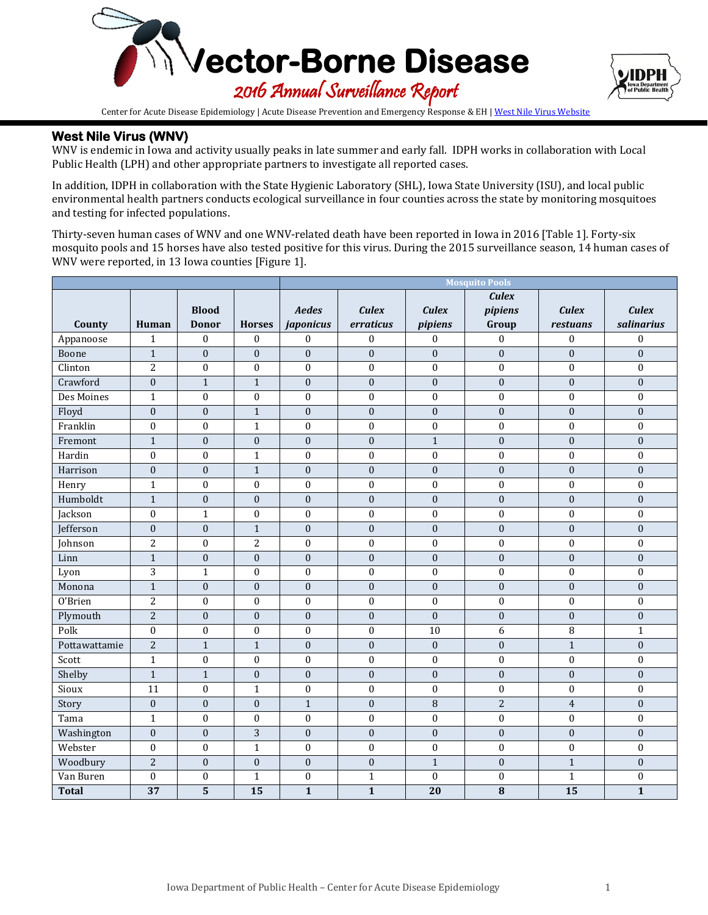# Vector-Borne Disease

## 2016 Annual Surveillance Report

Center for Acute Disease Epidemiology | Acute Disease Prevention and Emergency Response & EH | West Nile Virus Website

## West Nile Virus (WNV)

WNV is endemic in Iowa and activity usually peaks in late summer and early fall. IDPH works in collaboration with Local Public Health (LPH) and other appropriate partners to investigate all reported cases.

In addition, IDPH in collaboration with the State Hygienic Laboratory (SHL), Iowa State University (ISU), and local public environmental health partners conducts ecological surveillance in four counties across the state by monitoring mosquitoes and testing for infected populations.

Thirty-seven human cases of WNV and one WNV-related death have been reported in Iowa in 2016 [Table 1]. Forty-six mosquito pools and 15 horses have also tested positive for this virus. During the 2015 surveillance season, 14 human cases of WNV were reported, in 13 Iowa counties [Figure 1].

| | | | | Mosquito Pools | | | | | |
|---|---|---|---|---|---|---|---|---|---|
| **County** | **Human** | **Blood Donor** | **Horses** | ***Aedes japonicus*** | ***Culex erraticus*** | ***Culex pipiens*** | ***Culex pipiens* Group** | ***Culex restuans*** | ***Culex salinarius*** |
| Appanoose | 1 | 0 | 0 | 0 | 0 | 0 | 0 | 0 | 0 |
| Boone | 1 | 0 | 0 | 0 | 0 | 0 | 0 | 0 | 0 |
| Clinton | 2 | 0 | 0 | 0 | 0 | 0 | 0 | 0 | 0 |
| Crawford | 0 | 1 | 1 | 0 | 0 | 0 | 0 | 0 | 0 |
| Des Moines | 1 | 0 | 0 | 0 | 0 | 0 | 0 | 0 | 0 |
| Floyd | 0 | 0 | 1 | 0 | 0 | 0 | 0 | 0 | 0 |
| Franklin | 0 | 0 | 1 | 0 | 0 | 0 | 0 | 0 | 0 |
| Fremont | 1 | 0 | 0 | 0 | 0 | 1 | 0 | 0 | 0 |
| Hardin | 0 | 0 | 1 | 0 | 0 | 0 | 0 | 0 | 0 |
| Harrison | 0 | 0 | 1 | 0 | 0 | 0 | 0 | 0 | 0 |
| Henry | 1 | 0 | 0 | 0 | 0 | 0 | 0 | 0 | 0 |
| Humboldt | 1 | 0 | 0 | 0 | 0 | 0 | 0 | 0 | 0 |
| Jackson | 0 | 1 | 0 | 0 | 0 | 0 | 0 | 0 | 0 |
| Jefferson | 0 | 0 | 1 | 0 | 0 | 0 | 0 | 0 | 0 |
| Johnson | 2 | 0 | 2 | 0 | 0 | 0 | 0 | 0 | 0 |
| Linn | 1 | 0 | 0 | 0 | 0 | 0 | 0 | 0 | 0 |
| Lyon | 3 | 1 | 0 | 0 | 0 | 0 | 0 | 0 | 0 |
| Monona | 1 | 0 | 0 | 0 | 0 | 0 | 0 | 0 | 0 |
| O'Brien | 2 | 0 | 0 | 0 | 0 | 0 | 0 | 0 | 0 |
| Plymouth | 2 | 0 | 0 | 0 | 0 | 0 | 0 | 0 | 0 |
| Polk | 0 | 0 | 0 | 0 | 0 | 10 | 6 | 8 | 1 |
| Pottawattamie | 2 | 1 | 1 | 0 | 0 | 0 | 0 | 1 | 0 |
| Scott | 1 | 0 | 0 | 0 | 0 | 0 | 0 | 0 | 0 |
| Shelby | 1 | 1 | 0 | 0 | 0 | 0 | 0 | 0 | 0 |
| Sioux | 11 | 0 | 1 | 0 | 0 | 0 | 0 | 0 | 0 |
| Story | 0 | 0 | 0 | 1 | 0 | 8 | 2 | 4 | 0 |
| Tama | 1 | 0 | 0 | 0 | 0 | 0 | 0 | 0 | 0 |
| Washington | 0 | 0 | 3 | 0 | 0 | 0 | 0 | 0 | 0 |
| Webster | 0 | 0 | 1 | 0 | 0 | 0 | 0 | 0 | 0 |
| Woodbury | 2 | 0 | 0 | 0 | 0 | 1 | 0 | 1 | 0 |
| Van Buren | 0 | 0 | 1 | 0 | 1 | 0 | 0 | 1 | 0 |
| **Total** | **37** | **5** | **15** | **1** | **1** | **20** | **8** | **15** | **1** |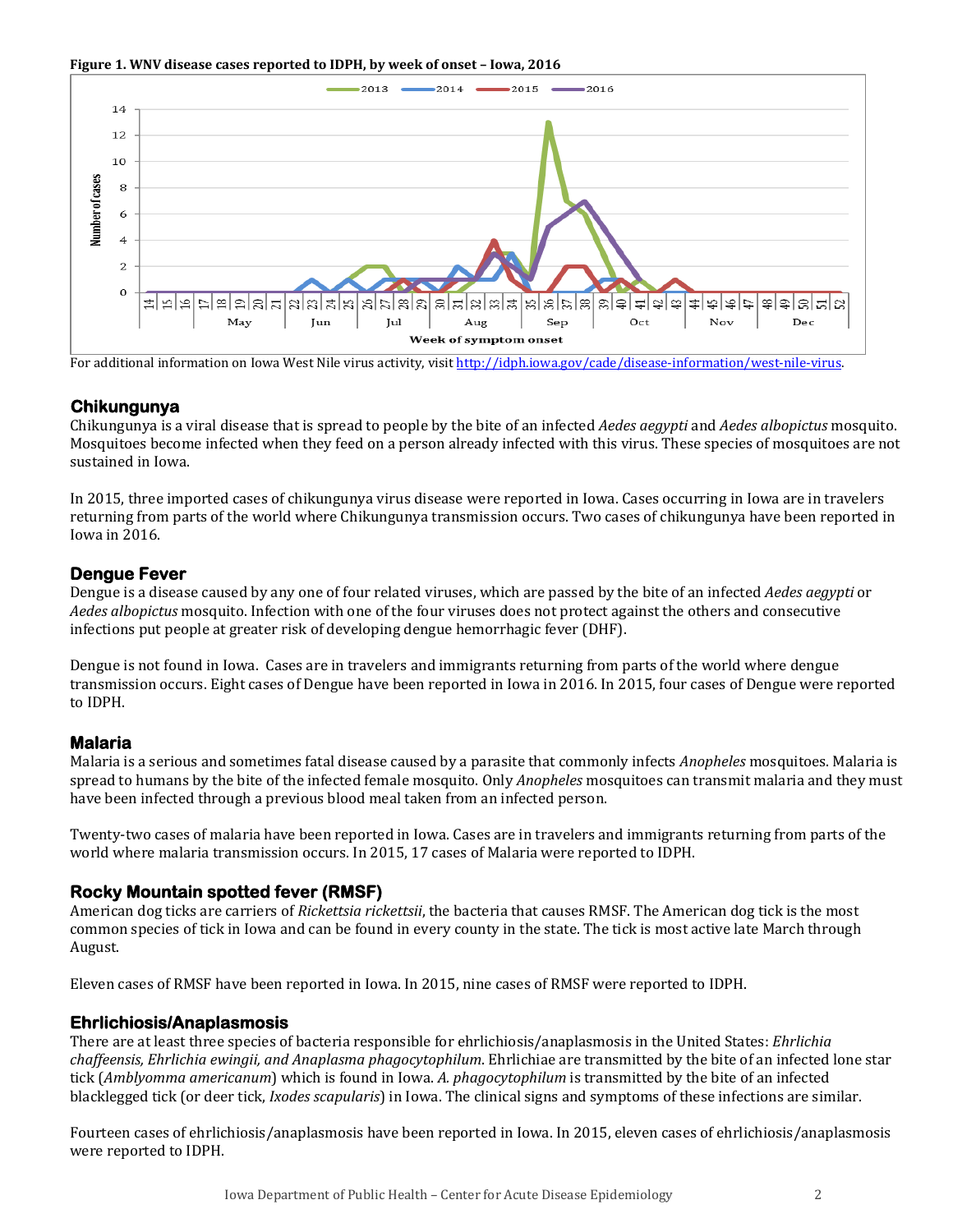**Figure 1. WNV disease cases reported to IDPH, by week of onset – Iowa, 2016**

For additional information on Iowa West Nile virus activity, visit http://idph.iowa.gov/cade/disease-information/west-nile-virus.

## Chikungunya

Chikungunya is a viral disease that is spread to people by the bite of an infected *Aedes aegypti* and *Aedes albopictus* mosquito. Mosquitoes become infected when they feed on a person already infected with this virus. These species of mosquitoes are not sustained in Iowa.

In 2015, three imported cases of chikungunya virus disease were reported in Iowa. Cases occurring in Iowa are in travelers returning from parts of the world where Chikungunya transmission occurs. Two cases of chikungunya have been reported in Iowa in 2016.

## Dengue Fever

Dengue is a disease caused by any one of four related viruses, which are passed by the bite of an infected *Aedes aegypti* or *Aedes albopictus* mosquito. Infection with one of the four viruses does not protect against the others and consecutive infections put people at greater risk of developing dengue hemorrhagic fever (DHF).

Dengue is not found in Iowa. Cases are in travelers and immigrants returning from parts of the world where dengue transmission occurs. Eight cases of Dengue have been reported in Iowa in 2016. In 2015, four cases of Dengue were reported to IDPH.

## Malaria

Malaria is a serious and sometimes fatal disease caused by a parasite that commonly infects *Anopheles* mosquitoes. Malaria is spread to humans by the bite of the infected female mosquito. Only *Anopheles* mosquitoes can transmit malaria and they must have been infected through a previous blood meal taken from an infected person.

Twenty-two cases of malaria have been reported in Iowa. Cases are in travelers and immigrants returning from parts of the world where malaria transmission occurs. In 2015, 17 cases of Malaria were reported to IDPH.

## Rocky Mountain spotted fever (RMSF)

American dog ticks are carriers of *Rickettsia rickettsii*, the bacteria that causes RMSF. The American dog tick is the most common species of tick in Iowa and can be found in every county in the state. The tick is most active late March through August.

Eleven cases of RMSF have been reported in Iowa. In 2015, nine cases of RMSF were reported to IDPH.

## Ehrlichiosis/Anaplasmosis

There are at least three species of bacteria responsible for ehrlichiosis/anaplasmosis in the United States: *Ehrlichia chaffeensis, Ehrlichia ewingii, and Anaplasma phagocytophilum*. Ehrlichiae are transmitted by the bite of an infected lone star tick (*Amblyomma americanum*) which is found in Iowa. *A. phagocytophilum* is transmitted by the bite of an infected blacklegged tick (or deer tick, *Ixodes scapularis*) in Iowa. The clinical signs and symptoms of these infections are similar.

Fourteen cases of ehrlichiosis/anaplasmosis have been reported in Iowa. In 2015, eleven cases of ehrlichiosis/anaplasmosis were reported to IDPH.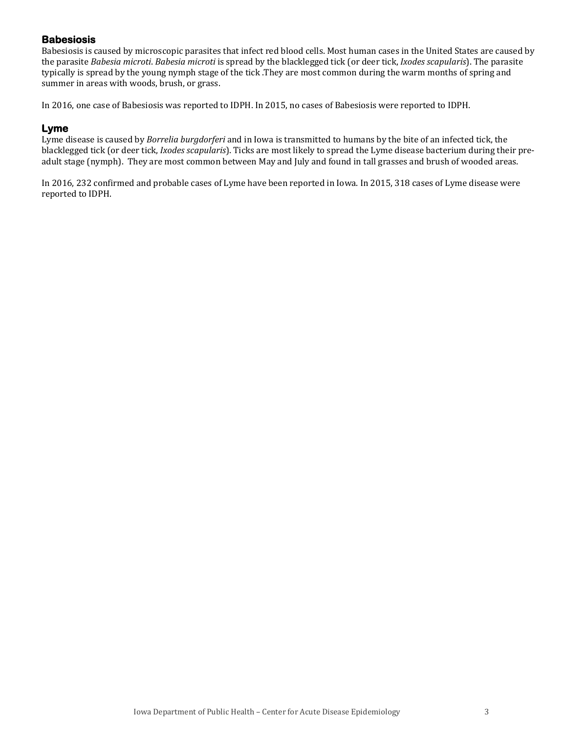## Babesiosis

Babesiosis is caused by microscopic parasites that infect red blood cells. Most human cases in the United States are caused by the parasite *Babesia microti*. *Babesia microti* is spread by the blacklegged tick (or deer tick, *Ixodes scapularis*). The parasite typically is spread by the young nymph stage of the tick .They are most common during the warm months of spring and summer in areas with woods, brush, or grass.

In 2016, one case of Babesiosis was reported to IDPH. In 2015, no cases of Babesiosis were reported to IDPH.

## Lyme

Lyme disease is caused by *Borrelia burgdorferi* and in Iowa is transmitted to humans by the bite of an infected tick, the blacklegged tick (or deer tick, *Ixodes scapularis*). Ticks are most likely to spread the Lyme disease bacterium during their pre-adult stage (nymph). They are most common between May and July and found in tall grasses and brush of wooded areas.

In 2016, 232 confirmed and probable cases of Lyme have been reported in Iowa. In 2015, 318 cases of Lyme disease were reported to IDPH.